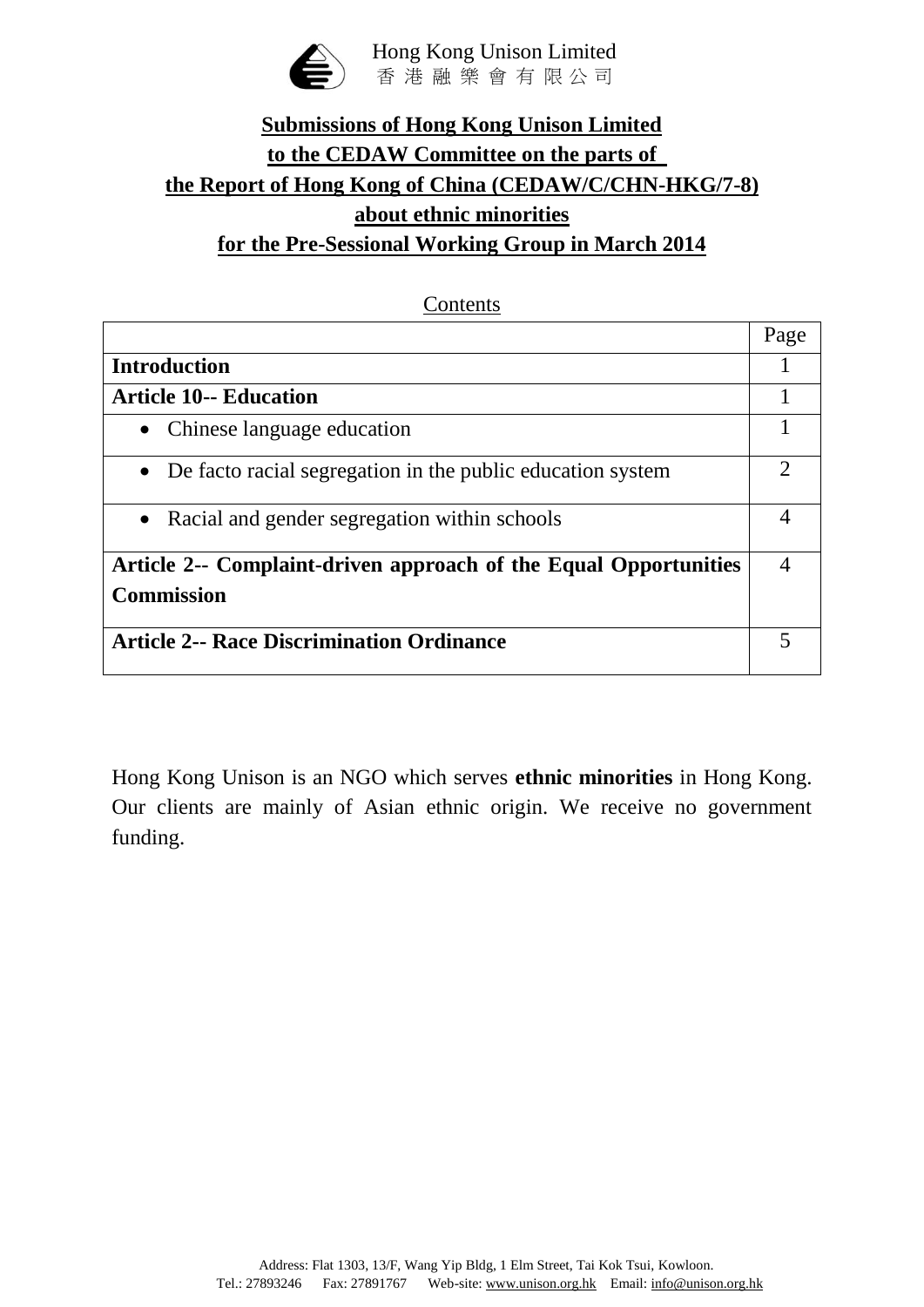Hong Kong Unison Limited
香 港 融 樂 會 有 限 公 司

# Submissions of Hong Kong Unison Limited to the CEDAW Committee on the parts of the Report of Hong Kong of China (CEDAW/C/CHN-HKG/7-8) about ethnic minorities for the Pre-Sessional Working Group in March 2014

Contents

| | Page |
|---|---|
| **Introduction** | 1 |
| **Article 10-- Education** | 1 |
| • Chinese language education | 1 |
| • De facto racial segregation in the public education system | 2 |
| • Racial and gender segregation within schools | 4 |
| **Article 2-- Complaint-driven approach of the Equal Opportunities Commission** | 4 |
| **Article 2-- Race Discrimination Ordinance** | 5 |

Hong Kong Unison is an NGO which serves **ethnic minorities** in Hong Kong. Our clients are mainly of Asian ethnic origin. We receive no government funding.

Address: Flat 1303, 13/F, Wang Yip Bldg, 1 Elm Street, Tai Kok Tsui, Kowloon.
Tel.: 27893246 Fax: 27891767 Web-site: www.unison.org.hk Email: info@unison.org.hk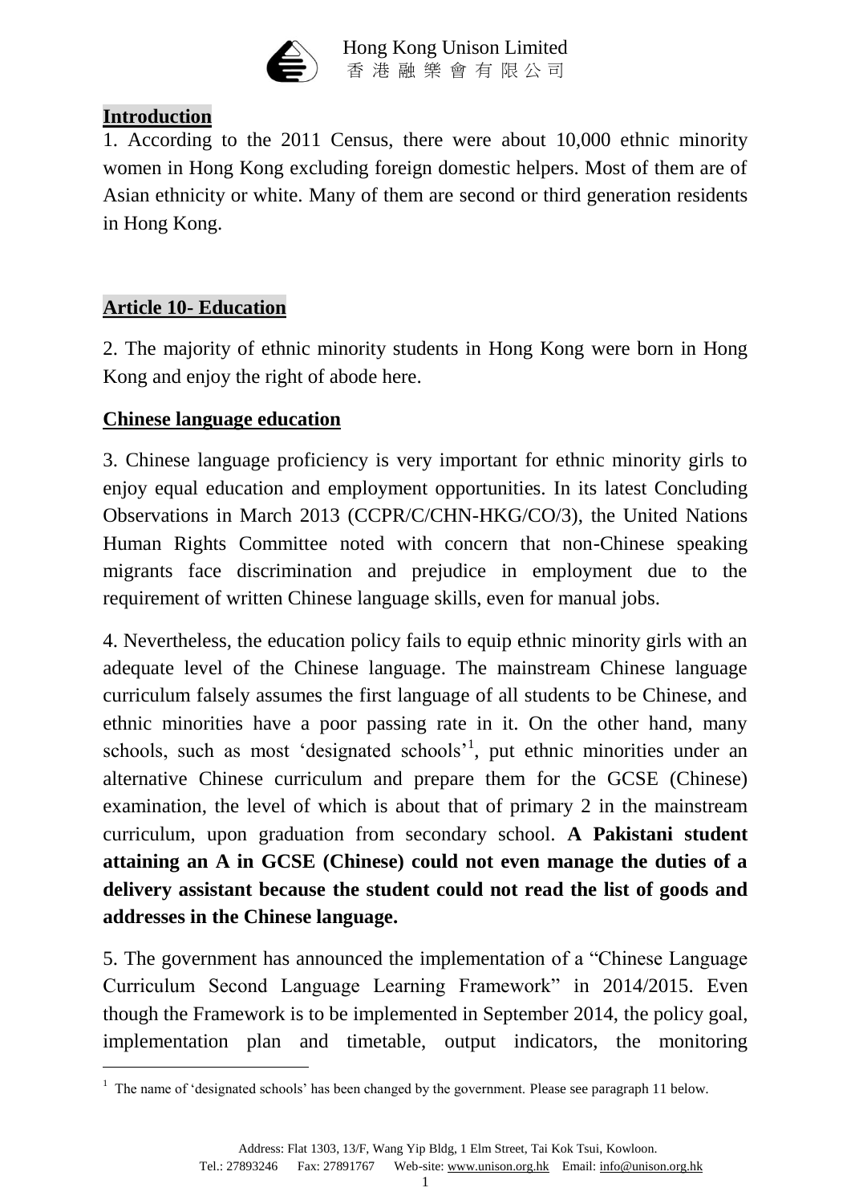## Introduction

1. According to the 2011 Census, there were about 10,000 ethnic minority women in Hong Kong excluding foreign domestic helpers. Most of them are of Asian ethnicity or white. Many of them are second or third generation residents in Hong Kong.

## Article 10- Education

2. The majority of ethnic minority students in Hong Kong were born in Hong Kong and enjoy the right of abode here.

### Chinese language education

3. Chinese language proficiency is very important for ethnic minority girls to enjoy equal education and employment opportunities. In its latest Concluding Observations in March 2013 (CCPR/C/CHN-HKG/CO/3), the United Nations Human Rights Committee noted with concern that non-Chinese speaking migrants face discrimination and prejudice in employment due to the requirement of written Chinese language skills, even for manual jobs.

4. Nevertheless, the education policy fails to equip ethnic minority girls with an adequate level of the Chinese language. The mainstream Chinese language curriculum falsely assumes the first language of all students to be Chinese, and ethnic minorities have a poor passing rate in it. On the other hand, many schools, such as most 'designated schools'[1], put ethnic minorities under an alternative Chinese curriculum and prepare them for the GCSE (Chinese) examination, the level of which is about that of primary 2 in the mainstream curriculum, upon graduation from secondary school. **A Pakistani student attaining an A in GCSE (Chinese) could not even manage the duties of a delivery assistant because the student could not read the list of goods and addresses in the Chinese language.**

5. The government has announced the implementation of a "Chinese Language Curriculum Second Language Learning Framework" in 2014/2015. Even though the Framework is to be implemented in September 2014, the policy goal, implementation plan and timetable, output indicators, the monitoring

[1] The name of 'designated schools' has been changed by the government. Please see paragraph 11 below.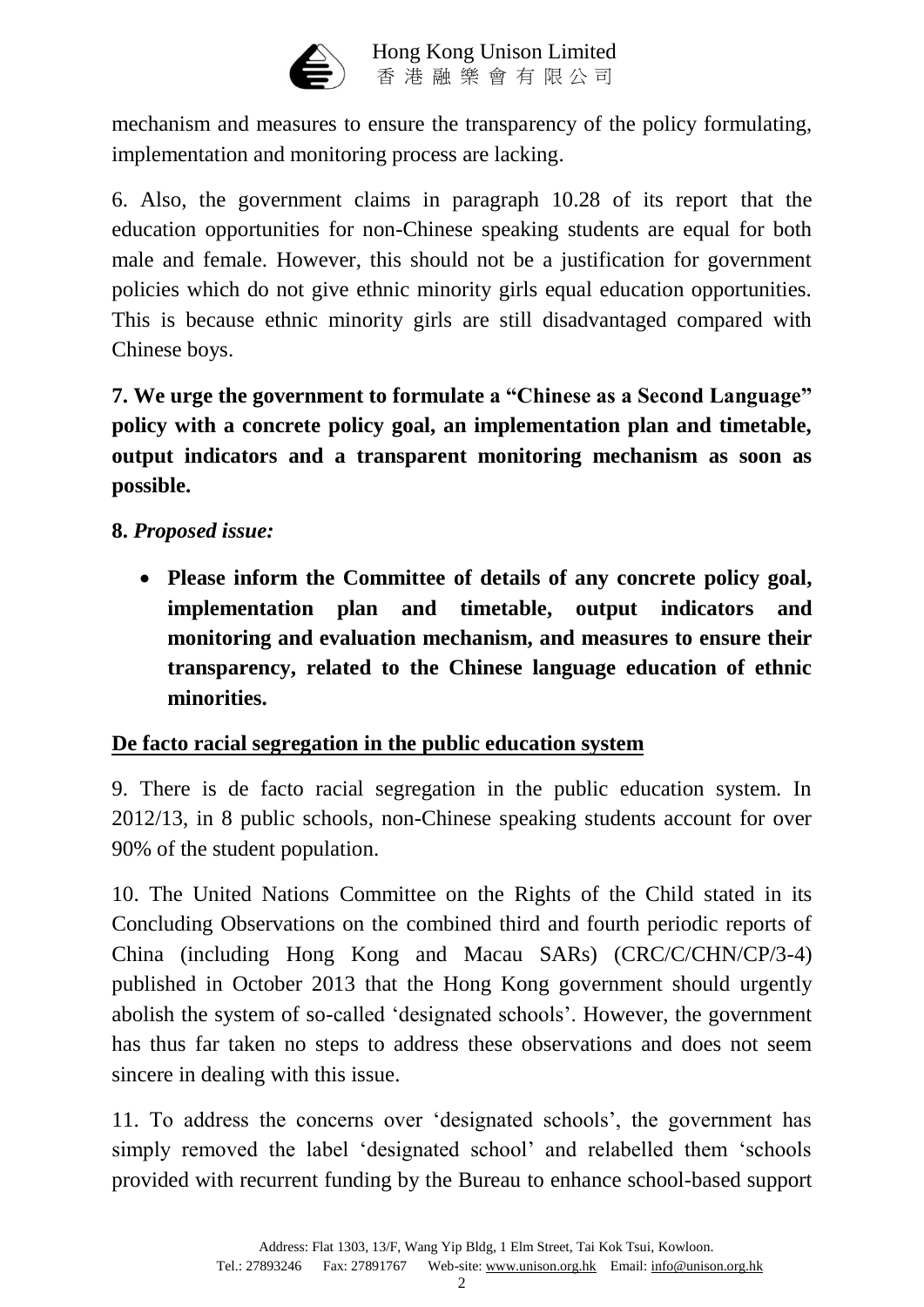mechanism and measures to ensure the transparency of the policy formulating, implementation and monitoring process are lacking.

6. Also, the government claims in paragraph 10.28 of its report that the education opportunities for non-Chinese speaking students are equal for both male and female. However, this should not be a justification for government policies which do not give ethnic minority girls equal education opportunities. This is because ethnic minority girls are still disadvantaged compared with Chinese boys.

**7. We urge the government to formulate a "Chinese as a Second Language" policy with a concrete policy goal, an implementation plan and timetable, output indicators and a transparent monitoring mechanism as soon as possible.**

**8.** ***Proposed issue:***

- **Please inform the Committee of details of any concrete policy goal, implementation plan and timetable, output indicators and monitoring and evaluation mechanism, and measures to ensure their transparency, related to the Chinese language education of ethnic minorities.**

**De facto racial segregation in the public education system**

9. There is de facto racial segregation in the public education system. In 2012/13, in 8 public schools, non-Chinese speaking students account for over 90% of the student population.

10. The United Nations Committee on the Rights of the Child stated in its Concluding Observations on the combined third and fourth periodic reports of China (including Hong Kong and Macau SARs) (CRC/C/CHN/CP/3-4) published in October 2013 that the Hong Kong government should urgently abolish the system of so-called 'designated schools'. However, the government has thus far taken no steps to address these observations and does not seem sincere in dealing with this issue.

11. To address the concerns over 'designated schools', the government has simply removed the label 'designated school' and relabelled them 'schools provided with recurrent funding by the Bureau to enhance school-based support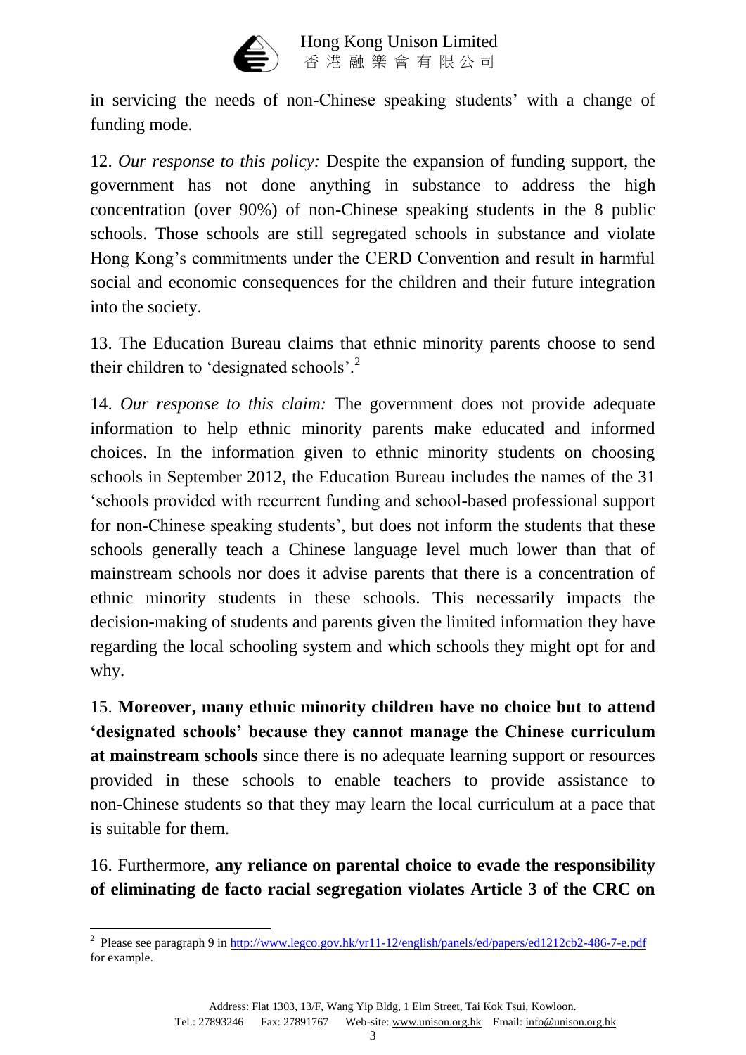in servicing the needs of non-Chinese speaking students' with a change of funding mode.

12. *Our response to this policy:* Despite the expansion of funding support, the government has not done anything in substance to address the high concentration (over 90%) of non-Chinese speaking students in the 8 public schools. Those schools are still segregated schools in substance and violate Hong Kong's commitments under the CERD Convention and result in harmful social and economic consequences for the children and their future integration into the society.

13. The Education Bureau claims that ethnic minority parents choose to send their children to 'designated schools'.[2]

14. *Our response to this claim:* The government does not provide adequate information to help ethnic minority parents make educated and informed choices. In the information given to ethnic minority students on choosing schools in September 2012, the Education Bureau includes the names of the 31 'schools provided with recurrent funding and school-based professional support for non-Chinese speaking students', but does not inform the students that these schools generally teach a Chinese language level much lower than that of mainstream schools nor does it advise parents that there is a concentration of ethnic minority students in these schools. This necessarily impacts the decision-making of students and parents given the limited information they have regarding the local schooling system and which schools they might opt for and why.

15. **Moreover, many ethnic minority children have no choice but to attend 'designated schools' because they cannot manage the Chinese curriculum at mainstream schools** since there is no adequate learning support or resources provided in these schools to enable teachers to provide assistance to non-Chinese students so that they may learn the local curriculum at a pace that is suitable for them.

16. Furthermore, **any reliance on parental choice to evade the responsibility of eliminating de facto racial segregation violates Article 3 of the CRC on**

---

[2] Please see paragraph 9 in http://www.legco.gov.hk/yr11-12/english/panels/ed/papers/ed1212cb2-486-7-e.pdf for example.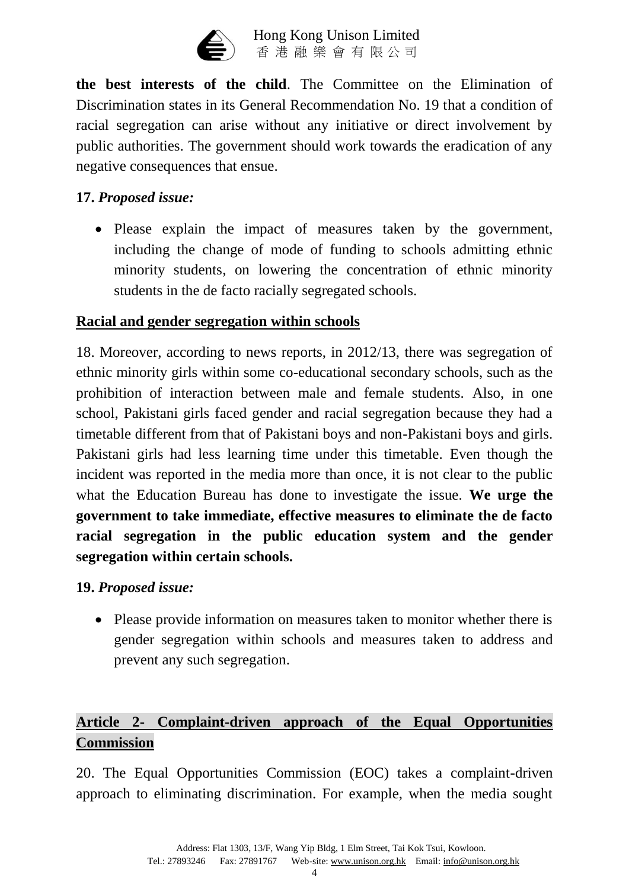**the best interests of the child**. The Committee on the Elimination of Discrimination states in its General Recommendation No. 19 that a condition of racial segregation can arise without any initiative or direct involvement by public authorities. The government should work towards the eradication of any negative consequences that ensue.

**17.** ***Proposed issue:***

- Please explain the impact of measures taken by the government, including the change of mode of funding to schools admitting ethnic minority students, on lowering the concentration of ethnic minority students in the de facto racially segregated schools.

**Racial and gender segregation within schools**

18. Moreover, according to news reports, in 2012/13, there was segregation of ethnic minority girls within some co-educational secondary schools, such as the prohibition of interaction between male and female students. Also, in one school, Pakistani girls faced gender and racial segregation because they had a timetable different from that of Pakistani boys and non-Pakistani boys and girls. Pakistani girls had less learning time under this timetable. Even though the incident was reported in the media more than once, it is not clear to the public what the Education Bureau has done to investigate the issue. **We urge the government to take immediate, effective measures to eliminate the de facto racial segregation in the public education system and the gender segregation within certain schools.**

**19.** ***Proposed issue:***

- Please provide information on measures taken to monitor whether there is gender segregation within schools and measures taken to address and prevent any such segregation.

## Article 2- Complaint-driven approach of the Equal Opportunities Commission

20. The Equal Opportunities Commission (EOC) takes a complaint-driven approach to eliminating discrimination. For example, when the media sought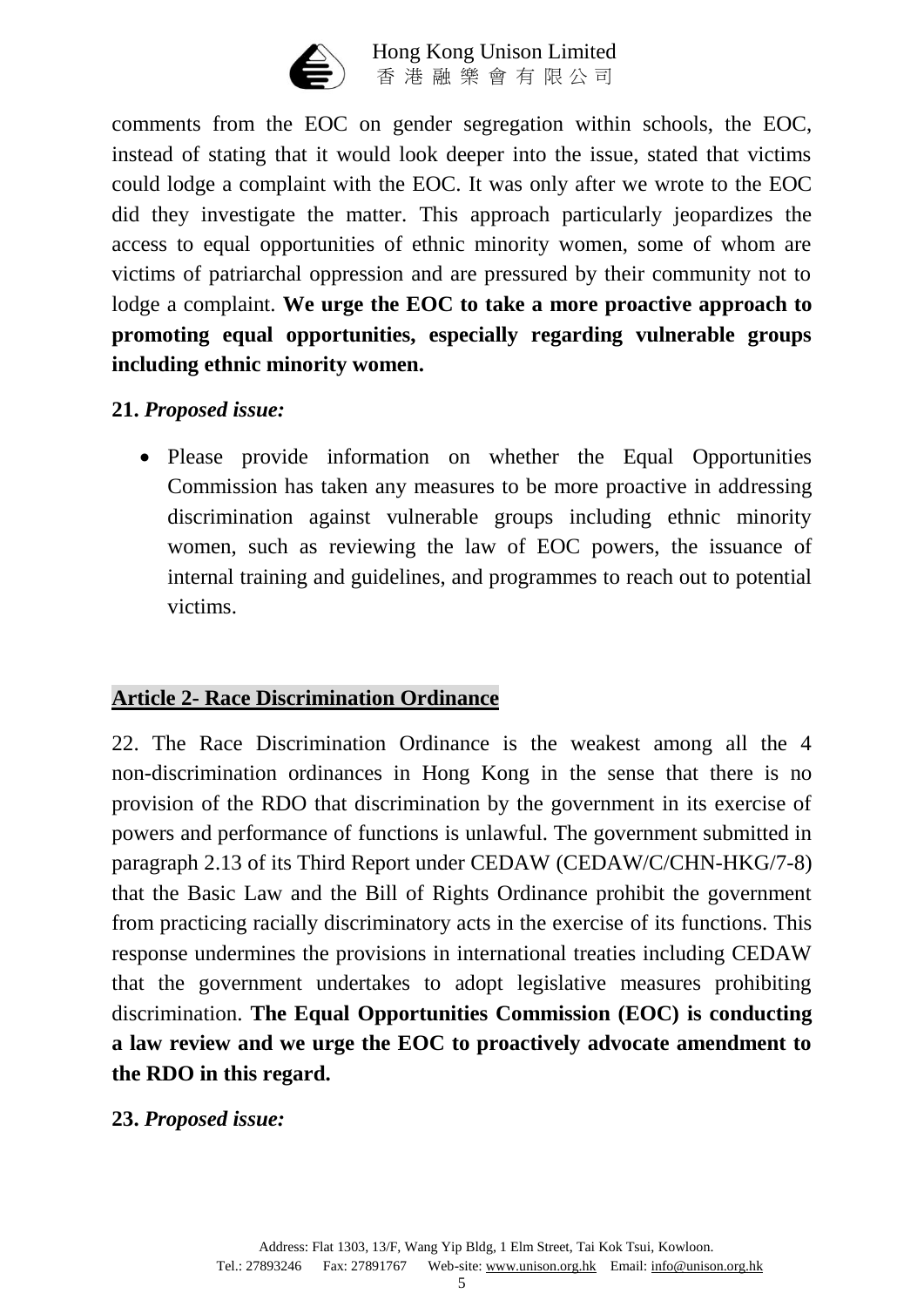comments from the EOC on gender segregation within schools, the EOC, instead of stating that it would look deeper into the issue, stated that victims could lodge a complaint with the EOC. It was only after we wrote to the EOC did they investigate the matter. This approach particularly jeopardizes the access to equal opportunities of ethnic minority women, some of whom are victims of patriarchal oppression and are pressured by their community not to lodge a complaint. **We urge the EOC to take a more proactive approach to promoting equal opportunities, especially regarding vulnerable groups including ethnic minority women.**

**21.** ***Proposed issue:***

- Please provide information on whether the Equal Opportunities Commission has taken any measures to be more proactive in addressing discrimination against vulnerable groups including ethnic minority women, such as reviewing the law of EOC powers, the issuance of internal training and guidelines, and programmes to reach out to potential victims.

## Article 2- Race Discrimination Ordinance

22. The Race Discrimination Ordinance is the weakest among all the 4 non-discrimination ordinances in Hong Kong in the sense that there is no provision of the RDO that discrimination by the government in its exercise of powers and performance of functions is unlawful. The government submitted in paragraph 2.13 of its Third Report under CEDAW (CEDAW/C/CHN-HKG/7-8) that the Basic Law and the Bill of Rights Ordinance prohibit the government from practicing racially discriminatory acts in the exercise of its functions. This response undermines the provisions in international treaties including CEDAW that the government undertakes to adopt legislative measures prohibiting discrimination. **The Equal Opportunities Commission (EOC) is conducting a law review and we urge the EOC to proactively advocate amendment to the RDO in this regard.**

**23.** ***Proposed issue:***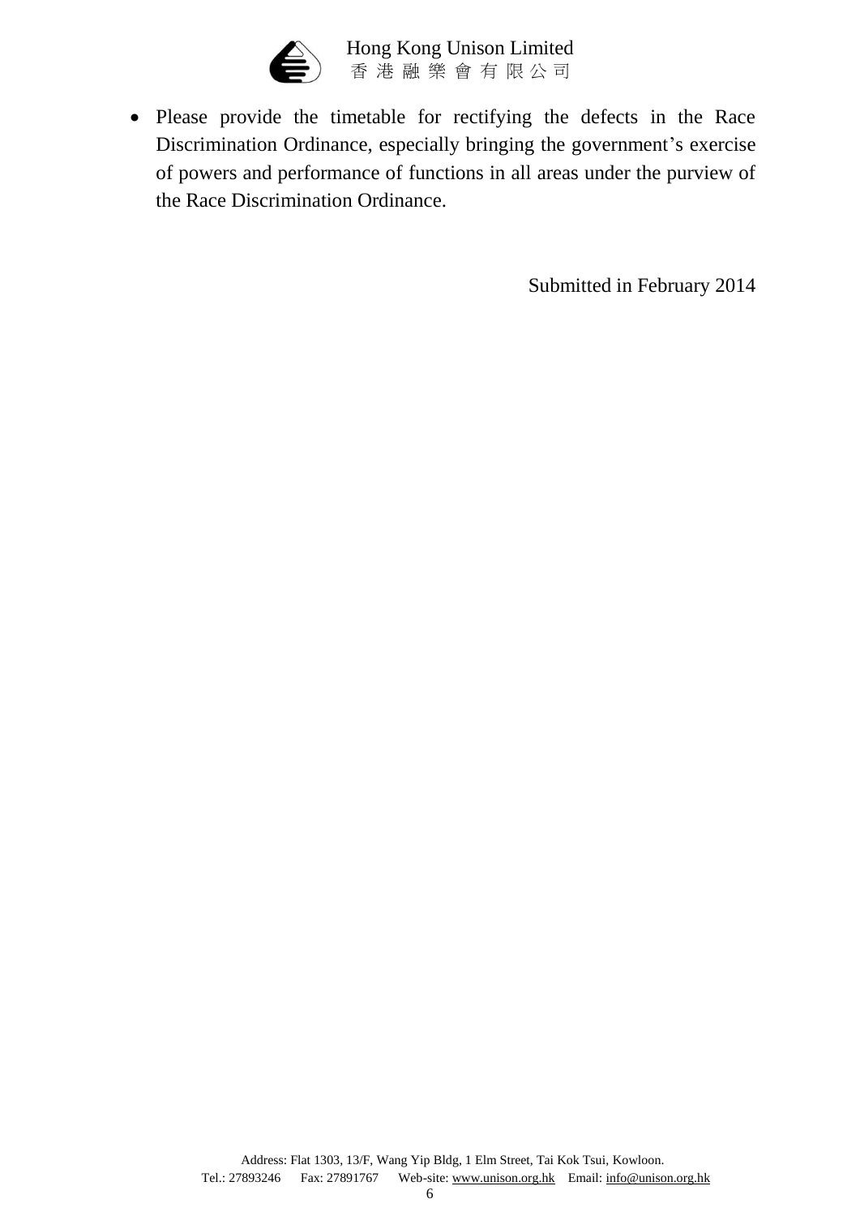- Please provide the timetable for rectifying the defects in the Race Discrimination Ordinance, especially bringing the government's exercise of powers and performance of functions in all areas under the purview of the Race Discrimination Ordinance.

Submitted in February 2014